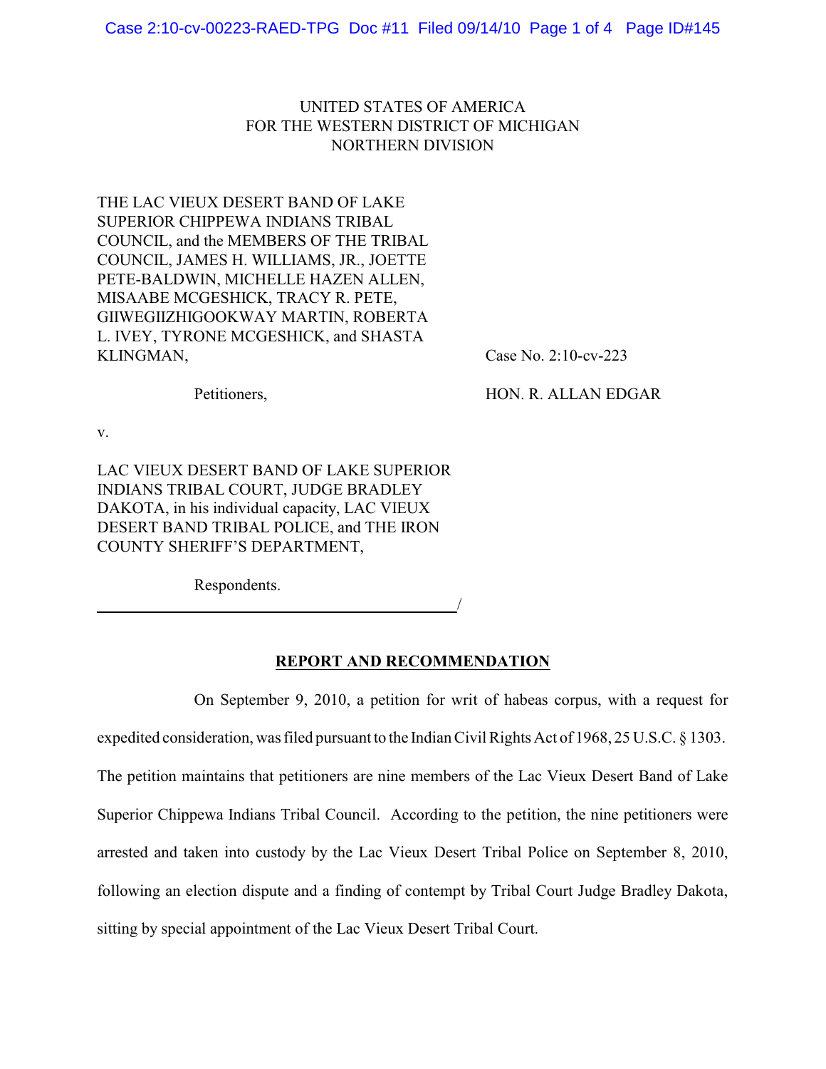UNITED STATES OF AMERICA
FOR THE WESTERN DISTRICT OF MICHIGAN
NORTHERN DIVISION

THE LAC VIEUX DESERT BAND OF LAKE SUPERIOR CHIPPEWA INDIANS TRIBAL COUNCIL, and the MEMBERS OF THE TRIBAL COUNCIL, JAMES H. WILLIAMS, JR., JOETTE PETE-BALDWIN, MICHELLE HAZEN ALLEN, MISAABE MCGESHICK, TRACY R. PETE, GIIWEGIIZHIGOOKWAY MARTIN, ROBERTA L. IVEY, TYRONE MCGESHICK, and SHASTA KLINGMAN,

Petitioners,

Case No. 2:10-cv-223

HON. R. ALLAN EDGAR

v.

LAC VIEUX DESERT BAND OF LAKE SUPERIOR INDIANS TRIBAL COURT, JUDGE BRADLEY DAKOTA, in his individual capacity, LAC VIEUX DESERT BAND TRIBAL POLICE, and THE IRON COUNTY SHERIFF'S DEPARTMENT,

Respondents.

______________________________________/

## REPORT AND RECOMMENDATION

On September 9, 2010, a petition for writ of habeas corpus, with a request for expedited consideration, was filed pursuant to the Indian Civil Rights Act of 1968, 25 U.S.C. § 1303. The petition maintains that petitioners are nine members of the Lac Vieux Desert Band of Lake Superior Chippewa Indians Tribal Council. According to the petition, the nine petitioners were arrested and taken into custody by the Lac Vieux Desert Tribal Police on September 8, 2010, following an election dispute and a finding of contempt by Tribal Court Judge Bradley Dakota, sitting by special appointment of the Lac Vieux Desert Tribal Court.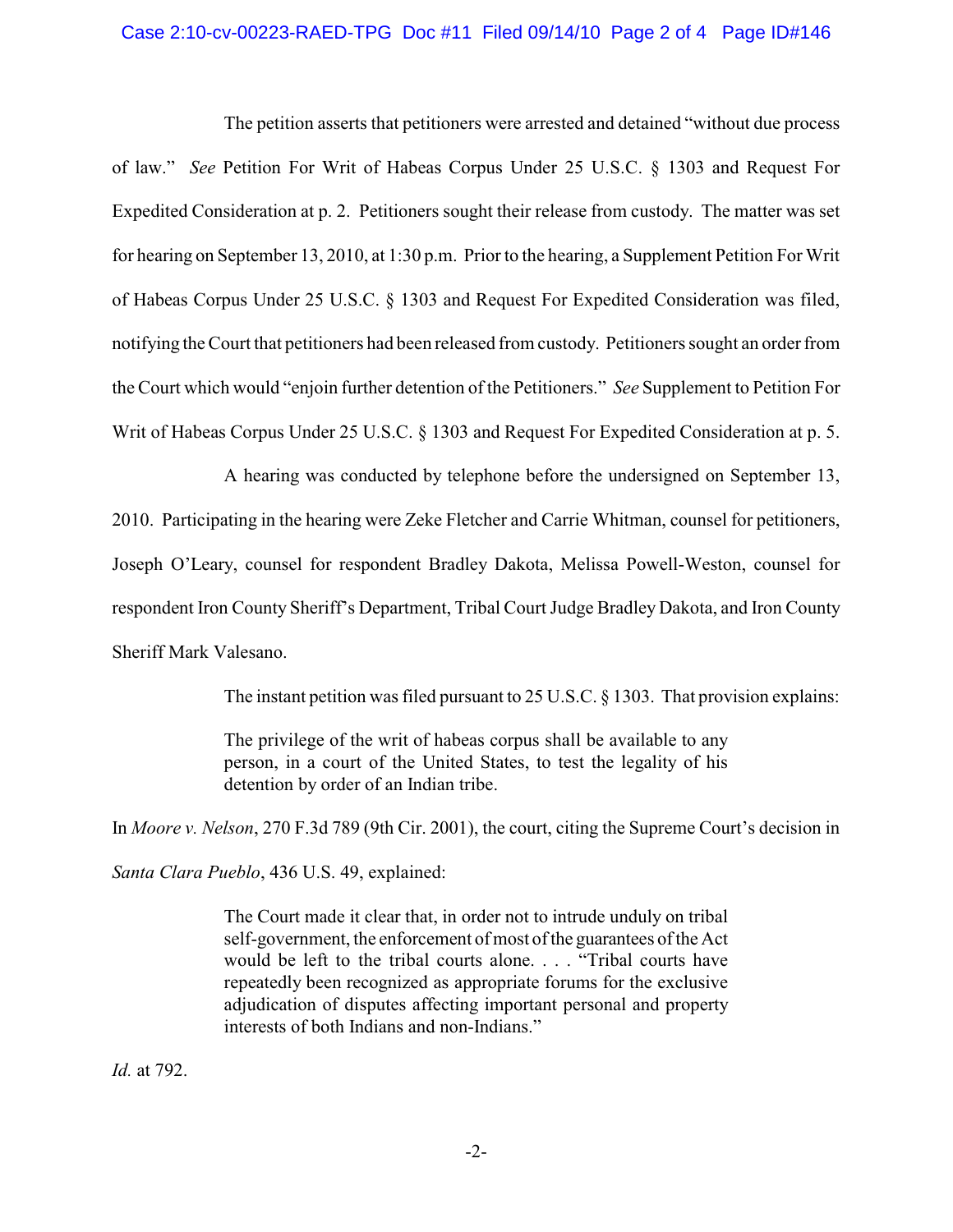The petition asserts that petitioners were arrested and detained "without due process of law." *See* Petition For Writ of Habeas Corpus Under 25 U.S.C. § 1303 and Request For Expedited Consideration at p. 2. Petitioners sought their release from custody. The matter was set for hearing on September 13, 2010, at 1:30 p.m. Prior to the hearing, a Supplement Petition For Writ of Habeas Corpus Under 25 U.S.C. § 1303 and Request For Expedited Consideration was filed, notifying the Court that petitioners had been released from custody. Petitioners sought an order from the Court which would "enjoin further detention of the Petitioners." *See* Supplement to Petition For Writ of Habeas Corpus Under 25 U.S.C. § 1303 and Request For Expedited Consideration at p. 5.

A hearing was conducted by telephone before the undersigned on September 13, 2010. Participating in the hearing were Zeke Fletcher and Carrie Whitman, counsel for petitioners, Joseph O'Leary, counsel for respondent Bradley Dakota, Melissa Powell-Weston, counsel for respondent Iron County Sheriff's Department, Tribal Court Judge Bradley Dakota, and Iron County Sheriff Mark Valesano.

The instant petition was filed pursuant to 25 U.S.C. § 1303. That provision explains:

> The privilege of the writ of habeas corpus shall be available to any person, in a court of the United States, to test the legality of his detention by order of an Indian tribe.

In *Moore v. Nelson*, 270 F.3d 789 (9th Cir. 2001), the court, citing the Supreme Court's decision in *Santa Clara Pueblo*, 436 U.S. 49, explained:

> The Court made it clear that, in order not to intrude unduly on tribal self-government, the enforcement of most of the guarantees of the Act would be left to the tribal courts alone. . . . "Tribal courts have repeatedly been recognized as appropriate forums for the exclusive adjudication of disputes affecting important personal and property interests of both Indians and non-Indians."

*Id.* at 792.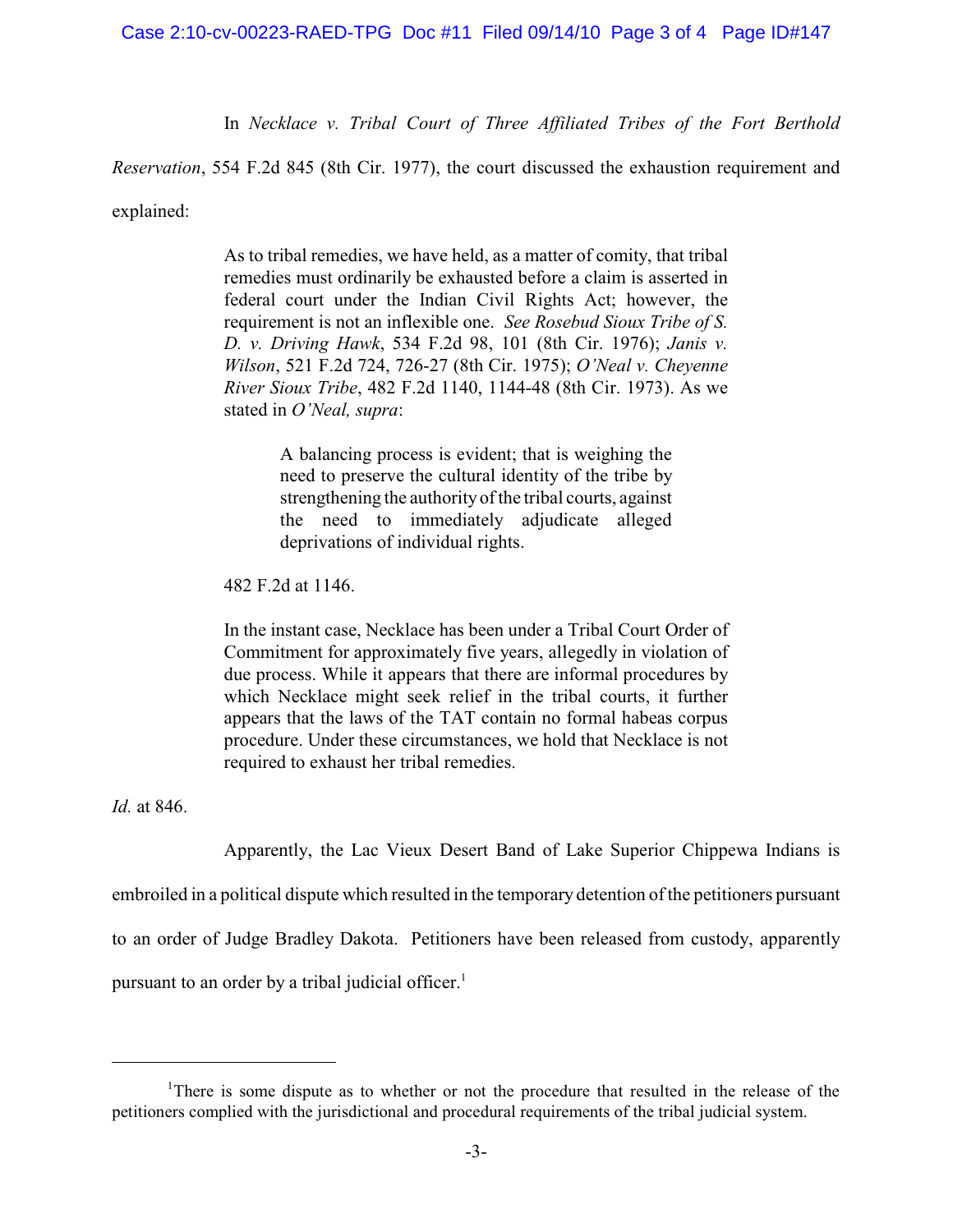In *Necklace v. Tribal Court of Three Affiliated Tribes of the Fort Berthold Reservation*, 554 F.2d 845 (8th Cir. 1977), the court discussed the exhaustion requirement and explained:

> As to tribal remedies, we have held, as a matter of comity, that tribal remedies must ordinarily be exhausted before a claim is asserted in federal court under the Indian Civil Rights Act; however, the requirement is not an inflexible one. *See Rosebud Sioux Tribe of S. D. v. Driving Hawk*, 534 F.2d 98, 101 (8th Cir. 1976); *Janis v. Wilson*, 521 F.2d 724, 726-27 (8th Cir. 1975); *O'Neal v. Cheyenne River Sioux Tribe*, 482 F.2d 1140, 1144-48 (8th Cir. 1973). As we stated in *O'Neal, supra*:
>
>> A balancing process is evident; that is weighing the need to preserve the cultural identity of the tribe by strengthening the authority of the tribal courts, against the need to immediately adjudicate alleged deprivations of individual rights.
>
> 482 F.2d at 1146.
>
> In the instant case, Necklace has been under a Tribal Court Order of Commitment for approximately five years, allegedly in violation of due process. While it appears that there are informal procedures by which Necklace might seek relief in the tribal courts, it further appears that the laws of the TAT contain no formal habeas corpus procedure. Under these circumstances, we hold that Necklace is not required to exhaust her tribal remedies.

*Id.* at 846.

Apparently, the Lac Vieux Desert Band of Lake Superior Chippewa Indians is embroiled in a political dispute which resulted in the temporary detention of the petitioners pursuant to an order of Judge Bradley Dakota. Petitioners have been released from custody, apparently pursuant to an order by a tribal judicial officer.[1]

---

[1] There is some dispute as to whether or not the procedure that resulted in the release of the petitioners complied with the jurisdictional and procedural requirements of the tribal judicial system.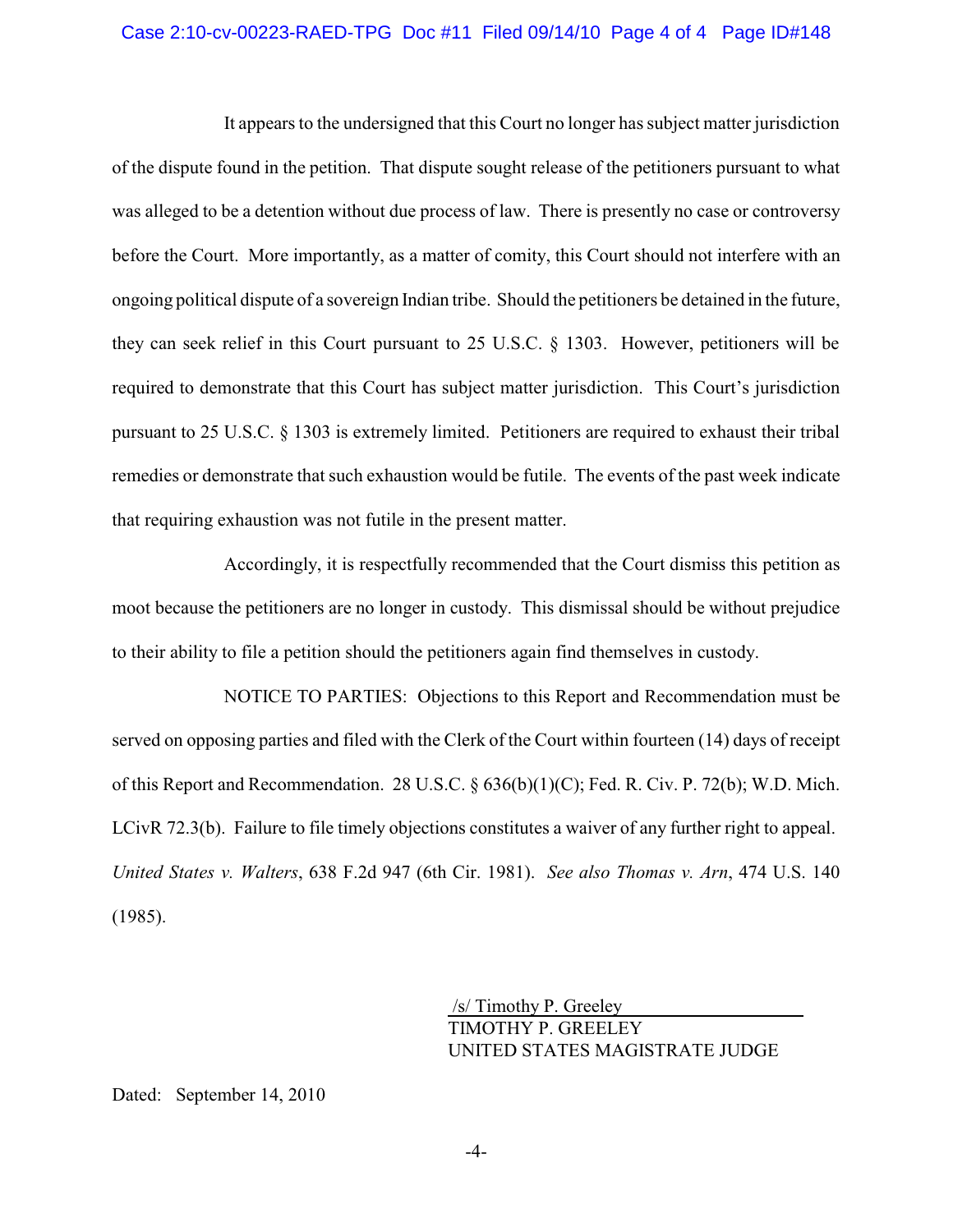It appears to the undersigned that this Court no longer has subject matter jurisdiction of the dispute found in the petition. That dispute sought release of the petitioners pursuant to what was alleged to be a detention without due process of law. There is presently no case or controversy before the Court. More importantly, as a matter of comity, this Court should not interfere with an ongoing political dispute of a sovereign Indian tribe. Should the petitioners be detained in the future, they can seek relief in this Court pursuant to 25 U.S.C. § 1303. However, petitioners will be required to demonstrate that this Court has subject matter jurisdiction. This Court's jurisdiction pursuant to 25 U.S.C. § 1303 is extremely limited. Petitioners are required to exhaust their tribal remedies or demonstrate that such exhaustion would be futile. The events of the past week indicate that requiring exhaustion was not futile in the present matter.

Accordingly, it is respectfully recommended that the Court dismiss this petition as moot because the petitioners are no longer in custody. This dismissal should be without prejudice to their ability to file a petition should the petitioners again find themselves in custody.

NOTICE TO PARTIES: Objections to this Report and Recommendation must be served on opposing parties and filed with the Clerk of the Court within fourteen (14) days of receipt of this Report and Recommendation. 28 U.S.C. § 636(b)(1)(C); Fed. R. Civ. P. 72(b); W.D. Mich. LCivR 72.3(b). Failure to file timely objections constitutes a waiver of any further right to appeal. *United States v. Walters*, 638 F.2d 947 (6th Cir. 1981). *See also Thomas v. Arn*, 474 U.S. 140 (1985).

/s/ Timothy P. Greeley
TIMOTHY P. GREELEY
UNITED STATES MAGISTRATE JUDGE

Dated: September 14, 2010